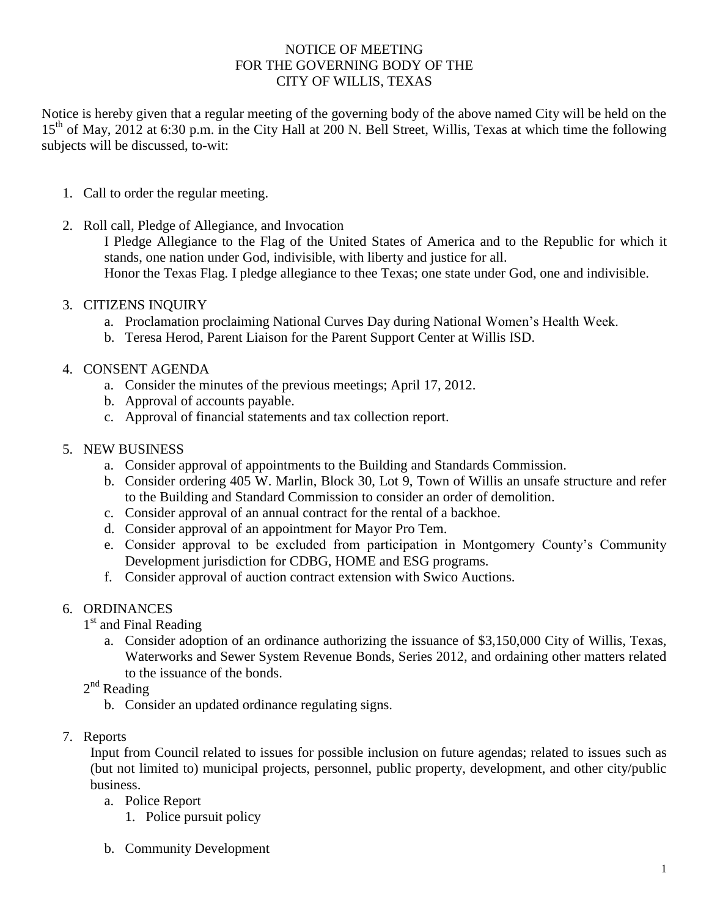# NOTICE OF MEETING
# FOR THE GOVERNING BODY OF THE
# CITY OF WILLIS, TEXAS

Notice is hereby given that a regular meeting of the governing body of the above named City will be held on the 15th of May, 2012 at 6:30 p.m. in the City Hall at 200 N. Bell Street, Willis, Texas at which time the following subjects will be discussed, to-wit:

1. Call to order the regular meeting.

2. Roll call, Pledge of Allegiance, and Invocation
   I Pledge Allegiance to the Flag of the United States of America and to the Republic for which it stands, one nation under God, indivisible, with liberty and justice for all.
   Honor the Texas Flag. I pledge allegiance to thee Texas; one state under God, one and indivisible.

3. CITIZENS INQUIRY
   a. Proclamation proclaiming National Curves Day during National Women's Health Week.
   b. Teresa Herod, Parent Liaison for the Parent Support Center at Willis ISD.

4. CONSENT AGENDA
   a. Consider the minutes of the previous meetings; April 17, 2012.
   b. Approval of accounts payable.
   c. Approval of financial statements and tax collection report.

5. NEW BUSINESS
   a. Consider approval of appointments to the Building and Standards Commission.
   b. Consider ordering 405 W. Marlin, Block 30, Lot 9, Town of Willis an unsafe structure and refer to the Building and Standard Commission to consider an order of demolition.
   c. Consider approval of an annual contract for the rental of a backhoe.
   d. Consider approval of an appointment for Mayor Pro Tem.
   e. Consider approval to be excluded from participation in Montgomery County's Community Development jurisdiction for CDBG, HOME and ESG programs.
   f. Consider approval of auction contract extension with Swico Auctions.

6. ORDINANCES
   1st and Final Reading
   a. Consider adoption of an ordinance authorizing the issuance of $3,150,000 City of Willis, Texas, Waterworks and Sewer System Revenue Bonds, Series 2012, and ordaining other matters related to the issuance of the bonds.

   2nd Reading
   b. Consider an updated ordinance regulating signs.

7. Reports
   Input from Council related to issues for possible inclusion on future agendas; related to issues such as (but not limited to) municipal projects, personnel, public property, development, and other city/public business.
   a. Police Report
      1. Police pursuit policy

   b. Community Development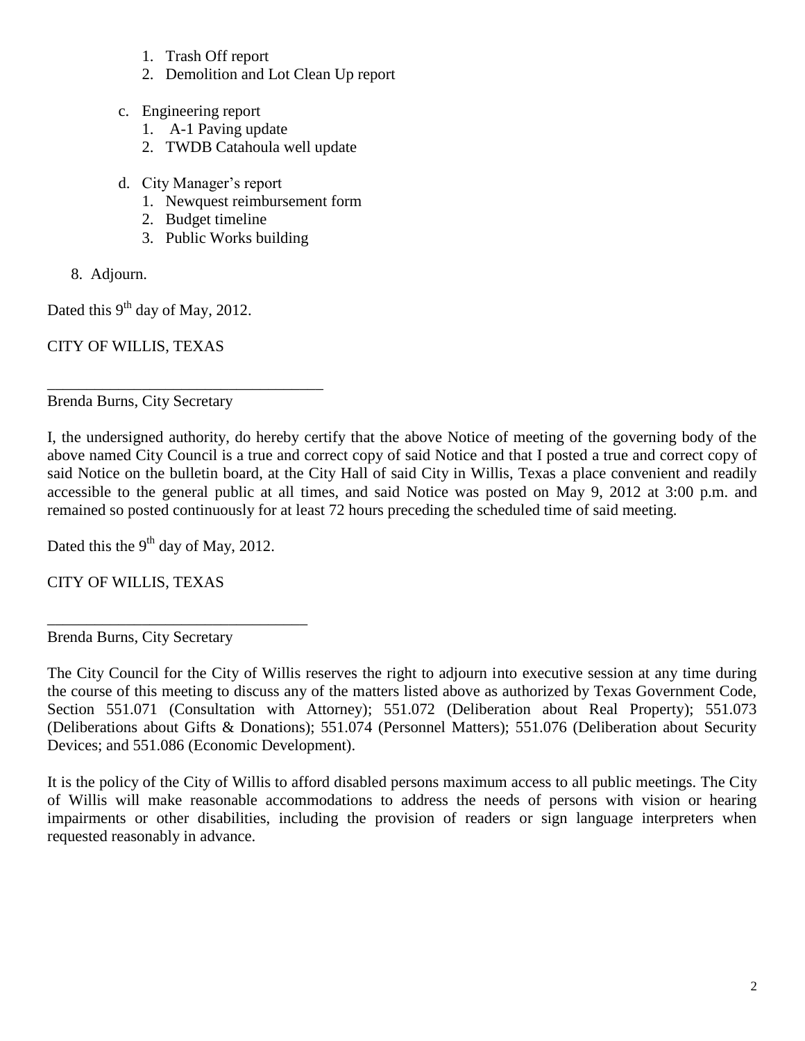1. Trash Off report
2. Demolition and Lot Clean Up report

c. Engineering report
   1. A-1 Paving update
   2. TWDB Catahoula well update

d. City Manager's report
   1. Newquest reimbursement form
   2. Budget timeline
   3. Public Works building

8. Adjourn.

Dated this 9th day of May, 2012.

CITY OF WILLIS, TEXAS

___________________________________

Brenda Burns, City Secretary

I, the undersigned authority, do hereby certify that the above Notice of meeting of the governing body of the above named City Council is a true and correct copy of said Notice and that I posted a true and correct copy of said Notice on the bulletin board, at the City Hall of said City in Willis, Texas a place convenient and readily accessible to the general public at all times, and said Notice was posted on May 9, 2012 at 3:00 p.m. and remained so posted continuously for at least 72 hours preceding the scheduled time of said meeting.

Dated this the 9th day of May, 2012.

CITY OF WILLIS, TEXAS

_________________________________

Brenda Burns, City Secretary

The City Council for the City of Willis reserves the right to adjourn into executive session at any time during the course of this meeting to discuss any of the matters listed above as authorized by Texas Government Code, Section 551.071 (Consultation with Attorney); 551.072 (Deliberation about Real Property); 551.073 (Deliberations about Gifts & Donations); 551.074 (Personnel Matters); 551.076 (Deliberation about Security Devices; and 551.086 (Economic Development).

It is the policy of the City of Willis to afford disabled persons maximum access to all public meetings. The City of Willis will make reasonable accommodations to address the needs of persons with vision or hearing impairments or other disabilities, including the provision of readers or sign language interpreters when requested reasonably in advance.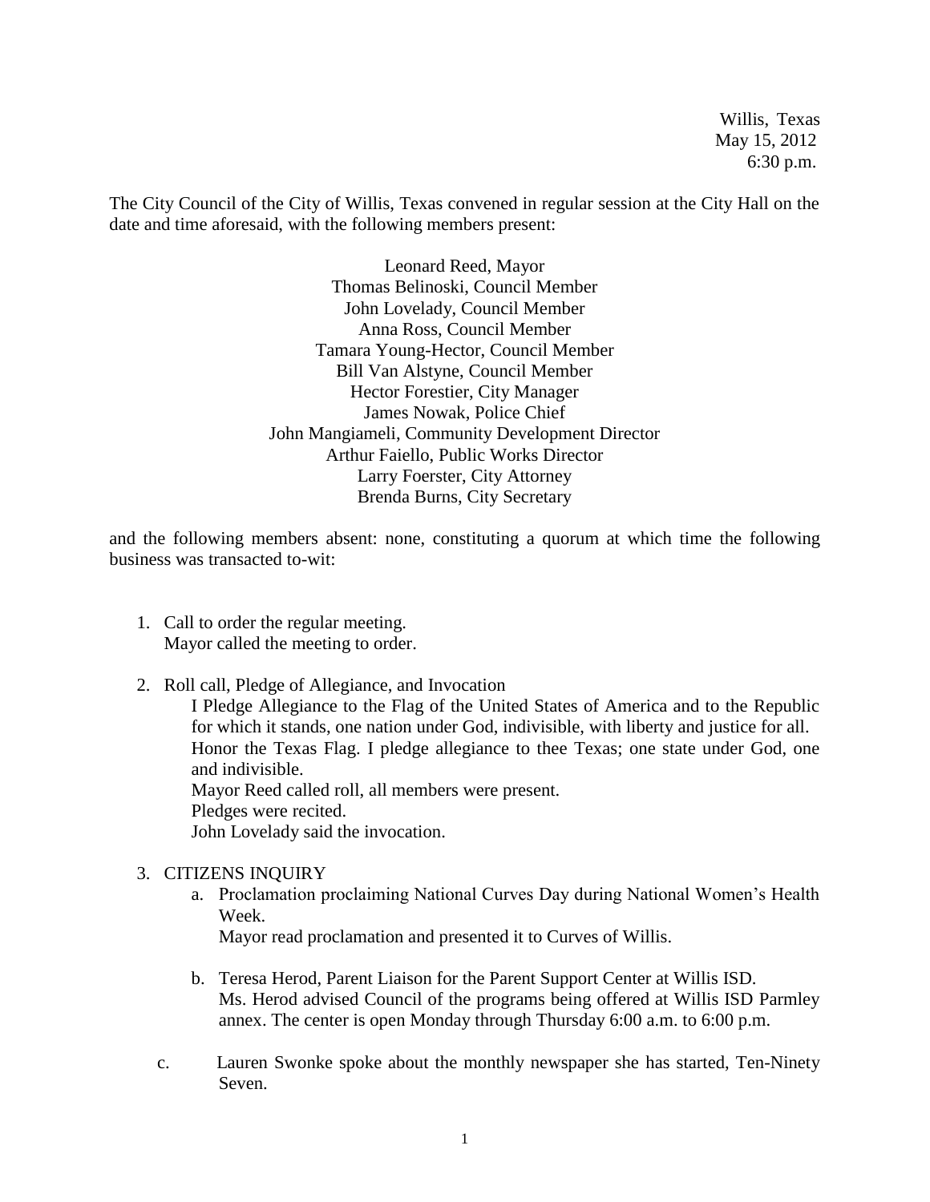Willis, Texas
May 15, 2012
6:30 p.m.

The City Council of the City of Willis, Texas convened in regular session at the City Hall on the date and time aforesaid, with the following members present:

Leonard Reed, Mayor
Thomas Belinoski, Council Member
John Lovelady, Council Member
Anna Ross, Council Member
Tamara Young-Hector, Council Member
Bill Van Alstyne, Council Member
Hector Forestier, City Manager
James Nowak, Police Chief
John Mangiameli, Community Development Director
Arthur Faiello, Public Works Director
Larry Foerster, City Attorney
Brenda Burns, City Secretary

and the following members absent: none, constituting a quorum at which time the following business was transacted to-wit:

1. Call to order the regular meeting.
   Mayor called the meeting to order.

2. Roll call, Pledge of Allegiance, and Invocation
   I Pledge Allegiance to the Flag of the United States of America and to the Republic for which it stands, one nation under God, indivisible, with liberty and justice for all. Honor the Texas Flag. I pledge allegiance to thee Texas; one state under God, one and indivisible.
   Mayor Reed called roll, all members were present.
   Pledges were recited.
   John Lovelady said the invocation.

3. CITIZENS INQUIRY
   a. Proclamation proclaiming National Curves Day during National Women's Health Week.
      Mayor read proclamation and presented it to Curves of Willis.

   b. Teresa Herod, Parent Liaison for the Parent Support Center at Willis ISD.
      Ms. Herod advised Council of the programs being offered at Willis ISD Parmley annex. The center is open Monday through Thursday 6:00 a.m. to 6:00 p.m.

   c. Lauren Swonke spoke about the monthly newspaper she has started, Ten-Ninety Seven.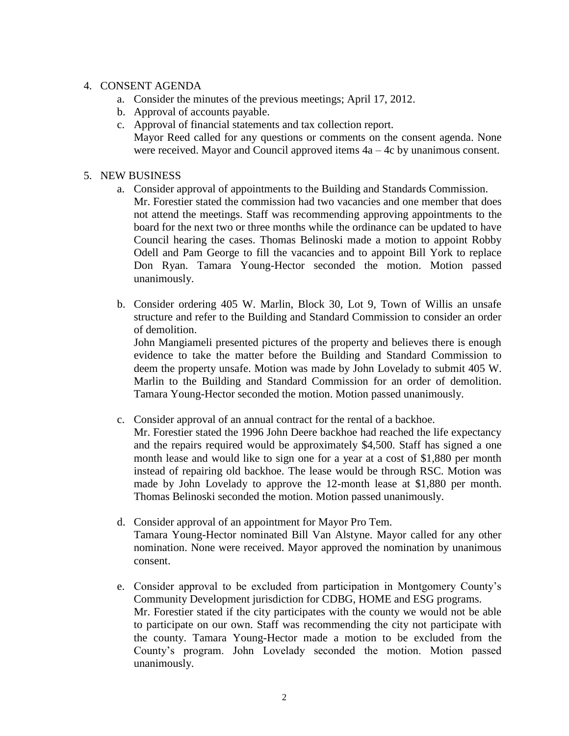4. CONSENT AGENDA
   a. Consider the minutes of the previous meetings; April 17, 2012.
   b. Approval of accounts payable.
   c. Approval of financial statements and tax collection report.
   Mayor Reed called for any questions or comments on the consent agenda. None were received. Mayor and Council approved items 4a – 4c by unanimous consent.

5. NEW BUSINESS
   a. Consider approval of appointments to the Building and Standards Commission.
   Mr. Forestier stated the commission had two vacancies and one member that does not attend the meetings. Staff was recommending approving appointments to the board for the next two or three months while the ordinance can be updated to have Council hearing the cases. Thomas Belinoski made a motion to appoint Robby Odell and Pam George to fill the vacancies and to appoint Bill York to replace Don Ryan. Tamara Young-Hector seconded the motion. Motion passed unanimously.

   b. Consider ordering 405 W. Marlin, Block 30, Lot 9, Town of Willis an unsafe structure and refer to the Building and Standard Commission to consider an order of demolition.
   John Mangiameli presented pictures of the property and believes there is enough evidence to take the matter before the Building and Standard Commission to deem the property unsafe. Motion was made by John Lovelady to submit 405 W. Marlin to the Building and Standard Commission for an order of demolition. Tamara Young-Hector seconded the motion. Motion passed unanimously.

   c. Consider approval of an annual contract for the rental of a backhoe.
   Mr. Forestier stated the 1996 John Deere backhoe had reached the life expectancy and the repairs required would be approximately $4,500. Staff has signed a one month lease and would like to sign one for a year at a cost of $1,880 per month instead of repairing old backhoe. The lease would be through RSC. Motion was made by John Lovelady to approve the 12-month lease at $1,880 per month. Thomas Belinoski seconded the motion. Motion passed unanimously.

   d. Consider approval of an appointment for Mayor Pro Tem.
   Tamara Young-Hector nominated Bill Van Alstyne. Mayor called for any other nomination. None were received. Mayor approved the nomination by unanimous consent.

   e. Consider approval to be excluded from participation in Montgomery County's Community Development jurisdiction for CDBG, HOME and ESG programs.
   Mr. Forestier stated if the city participates with the county we would not be able to participate on our own. Staff was recommending the city not participate with the county. Tamara Young-Hector made a motion to be excluded from the County's program. John Lovelady seconded the motion. Motion passed unanimously.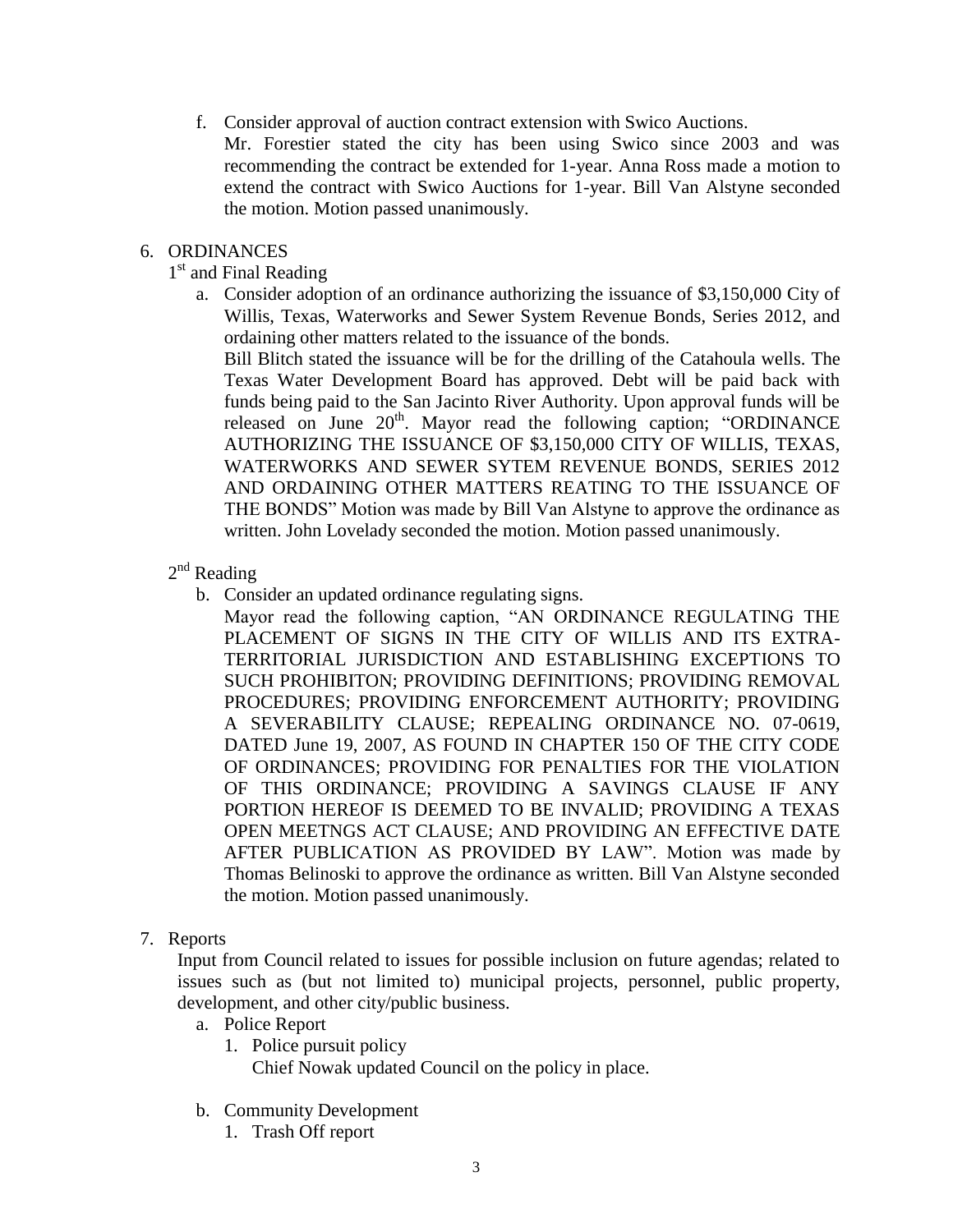f. Consider approval of auction contract extension with Swico Auctions.
   Mr. Forestier stated the city has been using Swico since 2003 and was recommending the contract be extended for 1-year. Anna Ross made a motion to extend the contract with Swico Auctions for 1-year. Bill Van Alstyne seconded the motion. Motion passed unanimously.

6. ORDINANCES

   1st and Final Reading

   a. Consider adoption of an ordinance authorizing the issuance of $3,150,000 City of Willis, Texas, Waterworks and Sewer System Revenue Bonds, Series 2012, and ordaining other matters related to the issuance of the bonds.
      Bill Blitch stated the issuance will be for the drilling of the Catahoula wells. The Texas Water Development Board has approved. Debt will be paid back with funds being paid to the San Jacinto River Authority. Upon approval funds will be released on June 20th. Mayor read the following caption; "ORDINANCE AUTHORIZING THE ISSUANCE OF $3,150,000 CITY OF WILLIS, TEXAS, WATERWORKS AND SEWER SYTEM REVENUE BONDS, SERIES 2012 AND ORDAINING OTHER MATTERS REATING TO THE ISSUANCE OF THE BONDS" Motion was made by Bill Van Alstyne to approve the ordinance as written. John Lovelady seconded the motion. Motion passed unanimously.

   2nd Reading

   b. Consider an updated ordinance regulating signs.
      Mayor read the following caption, "AN ORDINANCE REGULATING THE PLACEMENT OF SIGNS IN THE CITY OF WILLIS AND ITS EXTRA-TERRITORIAL JURISDICTION AND ESTABLISHING EXCEPTIONS TO SUCH PROHIBITON; PROVIDING DEFINITIONS; PROVIDING REMOVAL PROCEDURES; PROVIDING ENFORCEMENT AUTHORITY; PROVIDING A SEVERABILITY CLAUSE; REPEALING ORDINANCE NO. 07-0619, DATED June 19, 2007, AS FOUND IN CHAPTER 150 OF THE CITY CODE OF ORDINANCES; PROVIDING FOR PENALTIES FOR THE VIOLATION OF THIS ORDINANCE; PROVIDING A SAVINGS CLAUSE IF ANY PORTION HEREOF IS DEEMED TO BE INVALID; PROVIDING A TEXAS OPEN MEETNGS ACT CLAUSE; AND PROVIDING AN EFFECTIVE DATE AFTER PUBLICATION AS PROVIDED BY LAW". Motion was made by Thomas Belinoski to approve the ordinance as written. Bill Van Alstyne seconded the motion. Motion passed unanimously.

7. Reports

   Input from Council related to issues for possible inclusion on future agendas; related to issues such as (but not limited to) municipal projects, personnel, public property, development, and other city/public business.

   a. Police Report
      1. Police pursuit policy
         Chief Nowak updated Council on the policy in place.

   b. Community Development
      1. Trash Off report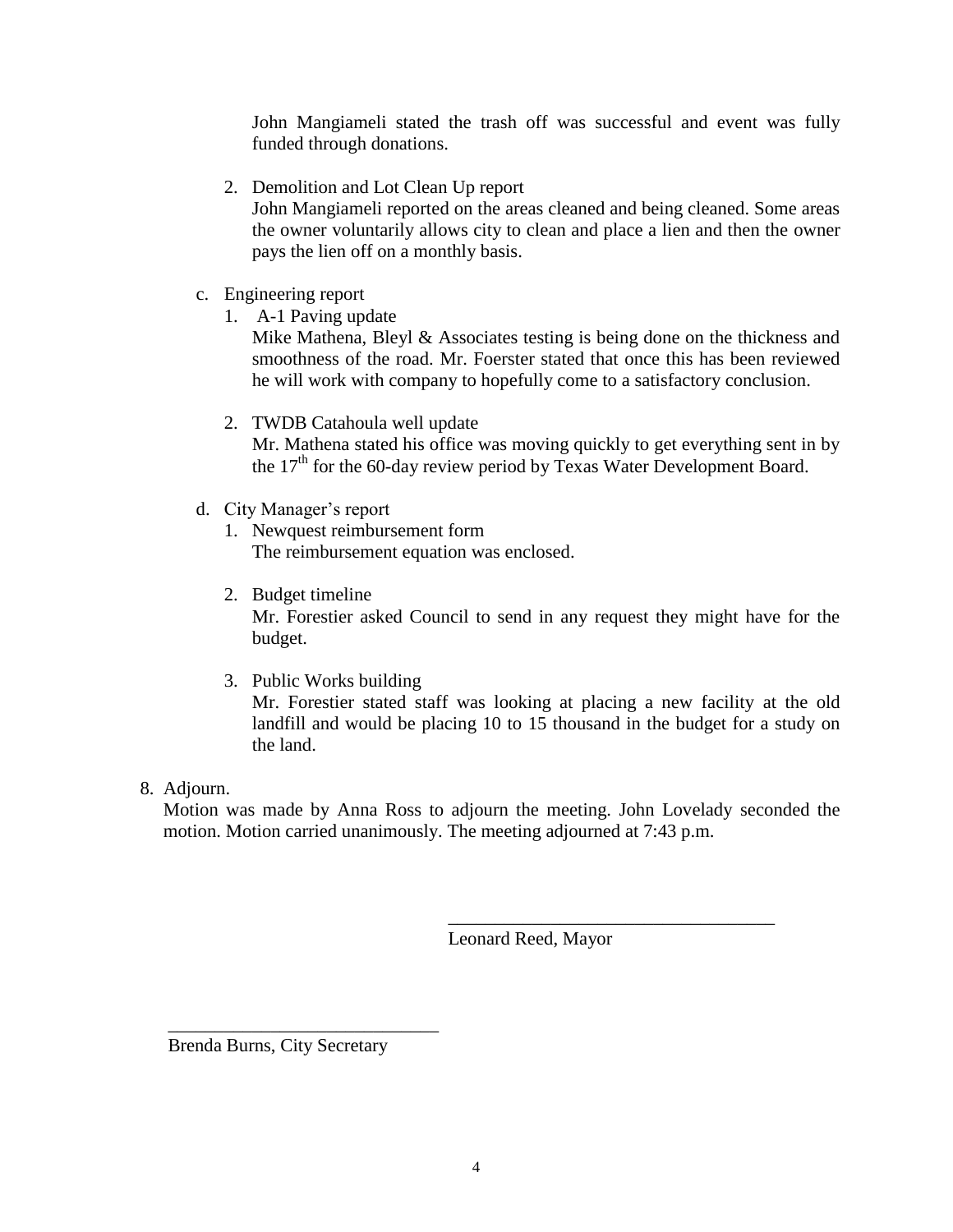John Mangiameli stated the trash off was successful and event was fully funded through donations.

2. Demolition and Lot Clean Up report
   John Mangiameli reported on the areas cleaned and being cleaned. Some areas the owner voluntarily allows city to clean and place a lien and then the owner pays the lien off on a monthly basis.

c. Engineering report
   1. A-1 Paving update
      Mike Mathena, Bleyl & Associates testing is being done on the thickness and smoothness of the road. Mr. Foerster stated that once this has been reviewed he will work with company to hopefully come to a satisfactory conclusion.

   2. TWDB Catahoula well update
      Mr. Mathena stated his office was moving quickly to get everything sent in by the 17th for the 60-day review period by Texas Water Development Board.

d. City Manager's report
   1. Newquest reimbursement form
      The reimbursement equation was enclosed.

   2. Budget timeline
      Mr. Forestier asked Council to send in any request they might have for the budget.

   3. Public Works building
      Mr. Forestier stated staff was looking at placing a new facility at the old landfill and would be placing 10 to 15 thousand in the budget for a study on the land.

8. Adjourn.
   Motion was made by Anna Ross to adjourn the meeting. John Lovelady seconded the motion. Motion carried unanimously. The meeting adjourned at 7:43 p.m.

____________________________________
Leonard Reed, Mayor

____________________________
Brenda Burns, City Secretary